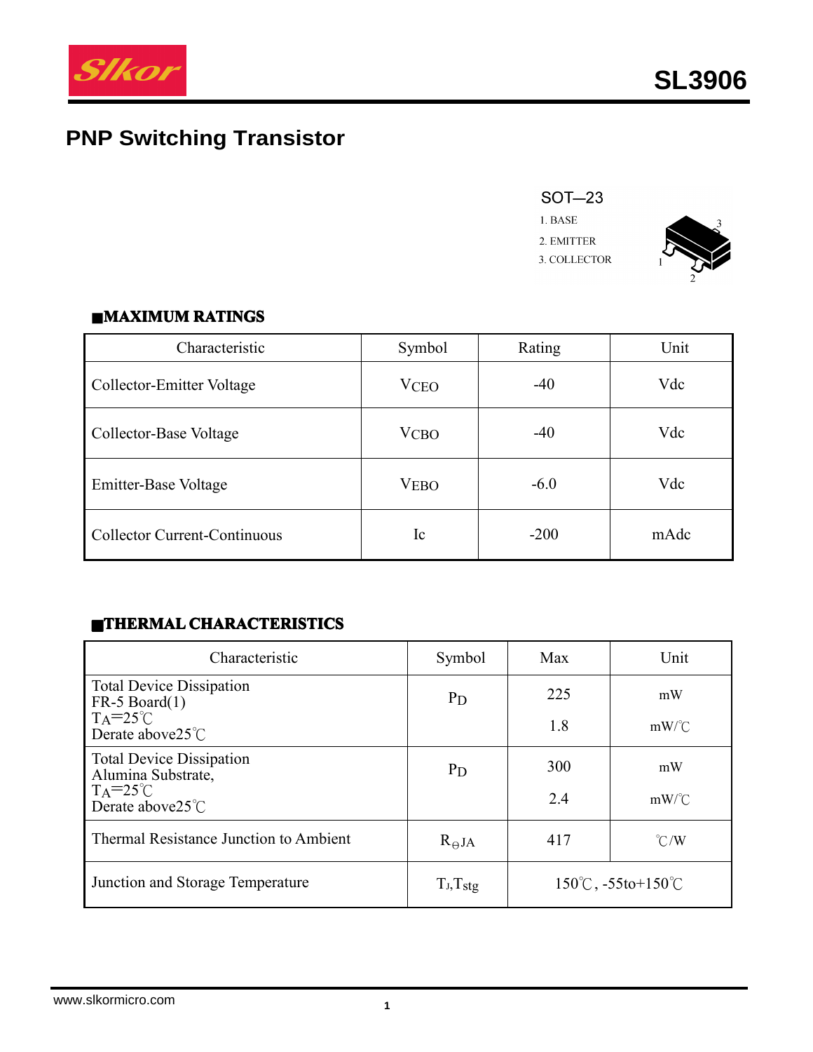# SL3906

## PNP Switching Transistor

SOT—23

1. BASE
2. EMITTER
3. COLLECTOR

### ■MAXIMUM RATINGS

| Characteristic | Symbol | Rating | Unit |
|---|---|---|---|
| Collector-Emitter Voltage | $V_{CEO}$ | -40 | Vdc |
| Collector-Base Voltage | $V_{CBO}$ | -40 | Vdc |
| Emitter-Base Voltage | $V_{EBO}$ | -6.0 | Vdc |
| Collector Current-Continuous | Ic | -200 | mAdc |

### ■THERMAL CHARACTERISTICS

| Characteristic | Symbol | Max | Unit |
|---|---|---|---|
| Total Device Dissipation FR-5 Board(1) $T_A$=25℃ Derate above25℃ | $P_D$ | 225<br>1.8 | mW<br>mW/℃ |
| Total Device Dissipation Alumina Substrate, $T_A$=25℃ Derate above25℃ | $P_D$ | 300<br>2.4 | mW<br>mW/℃ |
| Thermal Resistance Junction to Ambient | $R_{\Theta JA}$ | 417 | ℃/W |
| Junction and Storage Temperature | $T_J$,$T_{stg}$ | 150℃, -55to+150℃ | |

www.slkormicro.com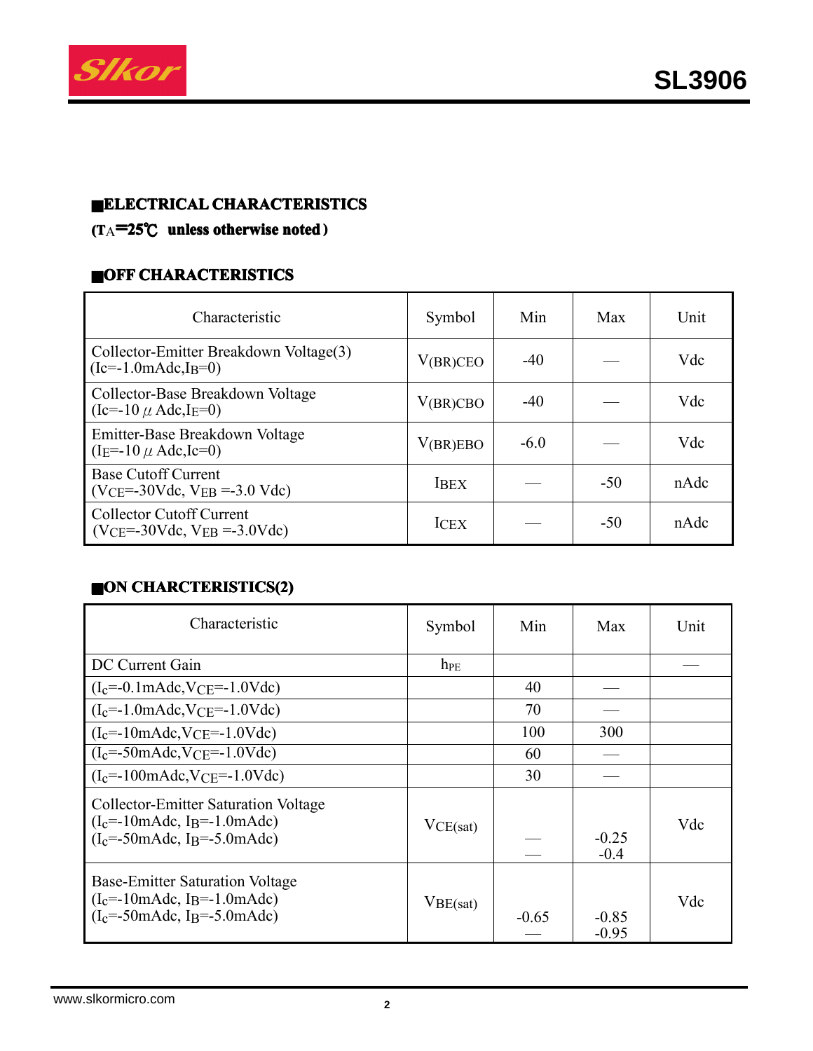## ■ELECTRICAL CHARACTERISTICS

**($T_A$=25℃ unless otherwise noted)**

### ■OFF CHARACTERISTICS

| Characteristic | Symbol | Min | Max | Unit |
|---|---|---|---|---|
| Collector-Emitter Breakdown Voltage(3) ($I_c$=-1.0mAdc,$I_B$=0) | $V_{(BR)CEO}$ | -40 | — | Vdc |
| Collector-Base Breakdown Voltage ($I_c$=-10 μ Adc,$I_E$=0) | $V_{(BR)CBO}$ | -40 | — | Vdc |
| Emitter-Base Breakdown Voltage ($I_E$=-10 μ Adc,$I_c$=0) | $V_{(BR)EBO}$ | -6.0 | — | Vdc |
| Base Cutoff Current ($V_{CE}$=-30Vdc, $V_{EB}$ =-3.0 Vdc) | $I_{BEX}$ | — | -50 | nAdc |
| Collector Cutoff Current ($V_{CE}$=-30Vdc, $V_{EB}$ =-3.0Vdc) | $I_{CEX}$ | — | -50 | nAdc |

### ■ON CHARCTERISTICS(2)

| Characteristic | Symbol | Min | Max | Unit |
|---|---|---|---|---|
| DC Current Gain | $h_{FE}$ | | | — |
| ($I_c$=-0.1mAdc,$V_{CE}$=-1.0Vdc) | | 40 | — | |
| ($I_c$=-1.0mAdc,$V_{CE}$=-1.0Vdc) | | 70 | — | |
| ($I_c$=-10mAdc,$V_{CE}$=-1.0Vdc) | | 100 | 300 | |
| ($I_c$=-50mAdc,$V_{CE}$=-1.0Vdc) | | 60 | — | |
| ($I_c$=-100mAdc,$V_{CE}$=-1.0Vdc) | | 30 | — | |
| Collector-Emitter Saturation Voltage ($I_c$=-10mAdc, $I_B$=-1.0mAdc) ($I_c$=-50mAdc, $I_B$=-5.0mAdc) | $V_{CE(sat)}$ | — <br> — | -0.25 <br> -0.4 | Vdc |
| Base-Emitter Saturation Voltage ($I_c$=-10mAdc, $I_B$=-1.0mAdc) ($I_c$=-50mAdc, $I_B$=-5.0mAdc) | $V_{BE(sat)}$ | -0.65 <br> — | -0.85 <br> -0.95 | Vdc |

www.slkormicro.com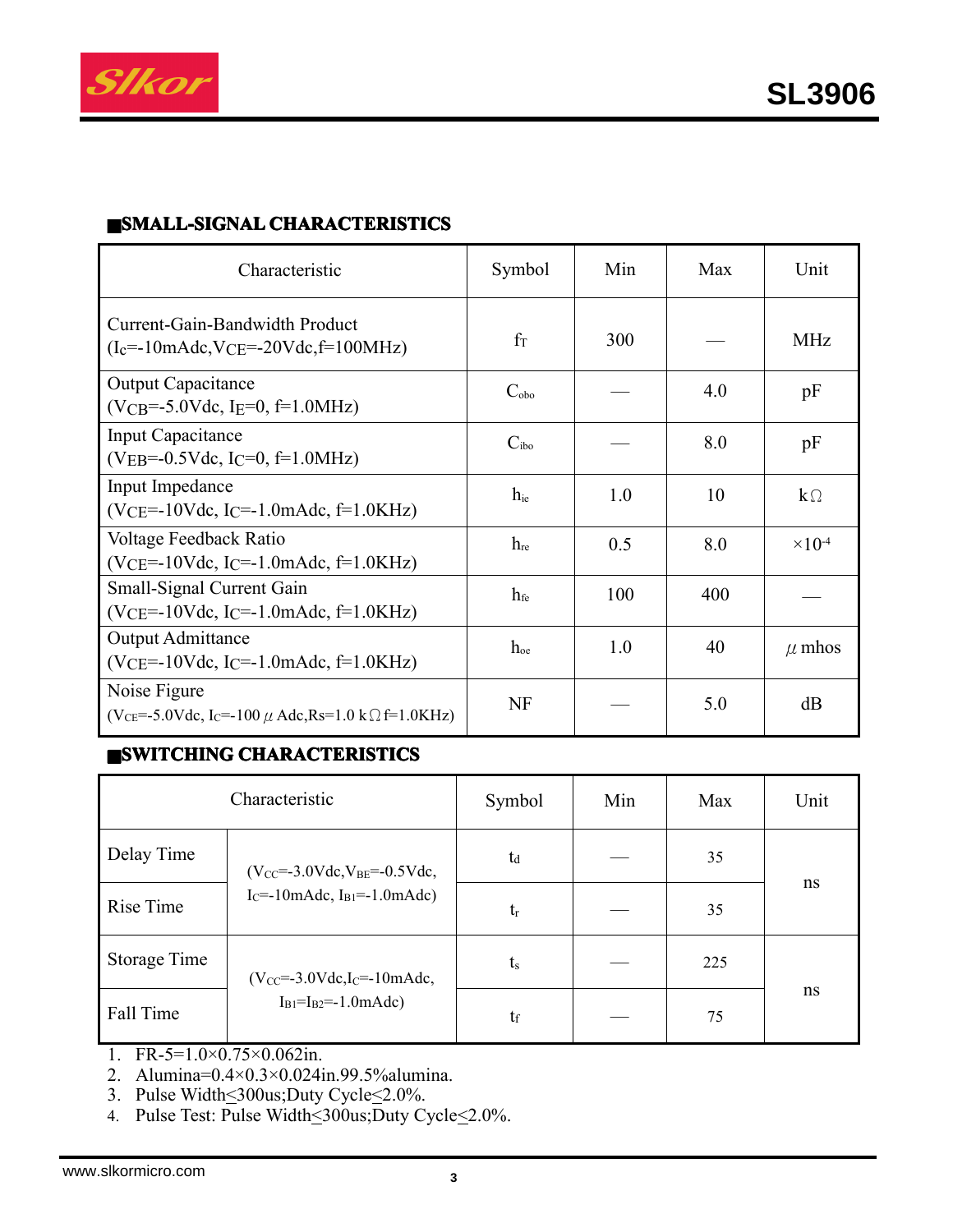## ■SMALL-SIGNAL CHARACTERISTICS

| Characteristic | Symbol | Min | Max | Unit |
|---|---|---|---|---|
| Current-Gain-Bandwidth Product ($I_C$=-10mAdc,$V_{CE}$=-20Vdc,f=100MHz) | $f_T$ | 300 | — | MHz |
| Output Capacitance ($V_{CB}$=-5.0Vdc, $I_E$=0, f=1.0MHz) | $C_{obo}$ | — | 4.0 | pF |
| Input Capacitance ($V_{EB}$=-0.5Vdc, $I_C$=0, f=1.0MHz) | $C_{ibo}$ | — | 8.0 | pF |
| Input Impedance ($V_{CE}$=-10Vdc, $I_C$=-1.0mAdc, f=1.0KHz) | $h_{ie}$ | 1.0 | 10 | kΩ |
| Voltage Feedback Ratio ($V_{CE}$=-10Vdc, $I_C$=-1.0mAdc, f=1.0KHz) | $h_{re}$ | 0.5 | 8.0 | $\times10^{-4}$ |
| Small-Signal Current Gain ($V_{CE}$=-10Vdc, $I_C$=-1.0mAdc, f=1.0KHz) | $h_{fe}$ | 100 | 400 | — |
| Output Admittance ($V_{CE}$=-10Vdc, $I_C$=-1.0mAdc, f=1.0KHz) | $h_{oe}$ | 1.0 | 40 | μmhos |
| Noise Figure ($V_{CE}$=-5.0Vdc, $I_C$=-100μAdc,Rs=1.0 kΩ f=1.0KHz) | NF | — | 5.0 | dB |

## ■SWITCHING CHARACTERISTICS

| Characteristic | | Symbol | Min | Max | Unit |
|---|---|---|---|---|---|
| Delay Time | ($V_{CC}$=-3.0Vdc,$V_{BE}$=-0.5Vdc, $I_C$=-10mAdc, $I_{B1}$=-1.0mAdc) | $t_d$ | — | 35 | ns |
| Rise Time | | $t_r$ | — | 35 | |
| Storage Time | ($V_{CC}$=-3.0Vdc,$I_C$=-10mAdc, $I_{B1}$=$I_{B2}$=-1.0mAdc) | $t_s$ | — | 225 | ns |
| Fall Time | | $t_f$ | — | 75 | |

1. FR-5=1.0×0.75×0.062in.
2. Alumina=0.4×0.3×0.024in.99.5%alumina.
3. Pulse Width≤300us;Duty Cycle≤2.0%.
4. Pulse Test: Pulse Width≤300us;Duty Cycle≤2.0%.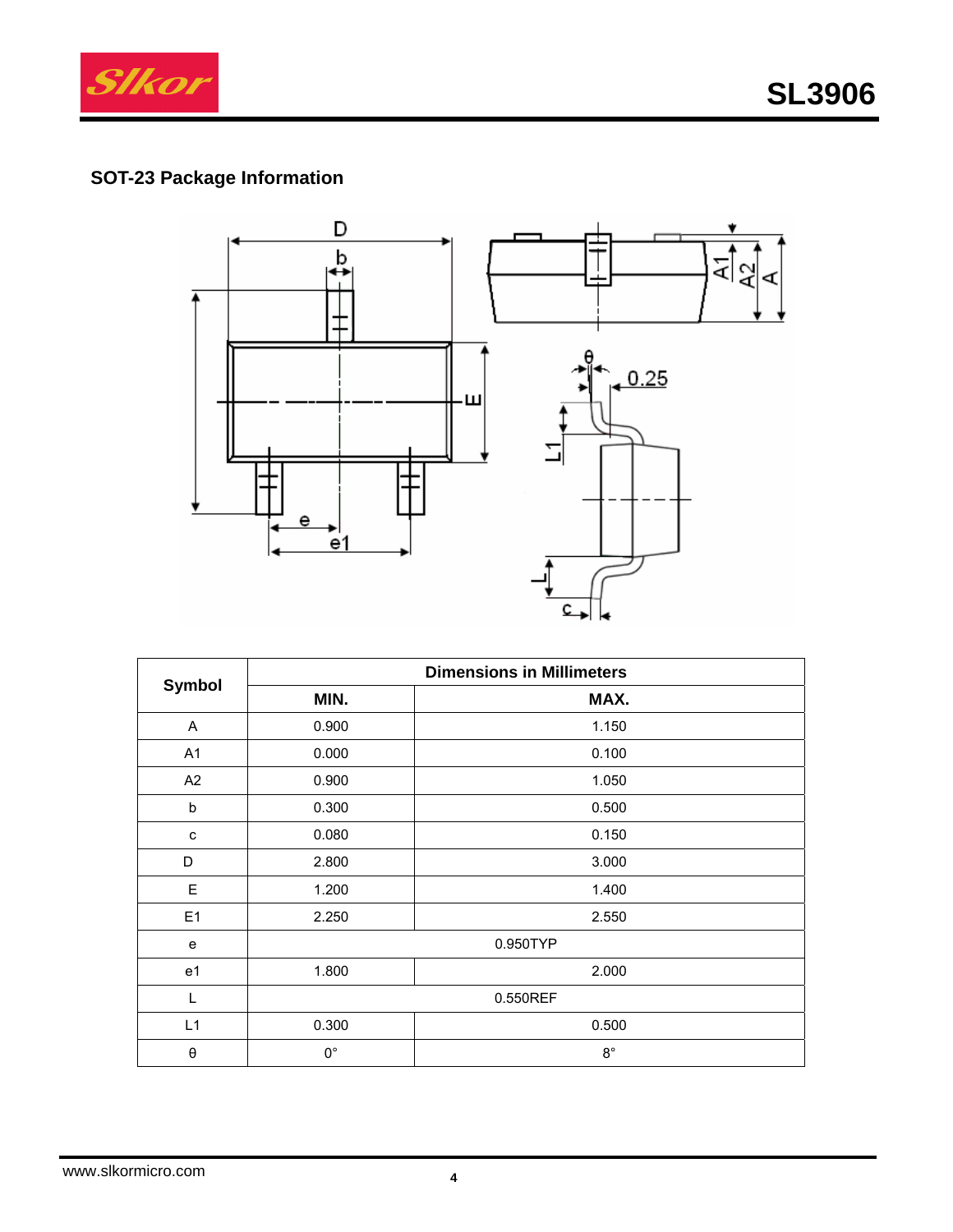## SOT-23 Package Information

D
b
E
e
e1
A1
A2
A
θ
0.25
L1
L
c

| Symbol | Dimensions in Millimeters | |
|---|---|---|
| | MIN. | MAX. |
| A | 0.900 | 1.150 |
| A1 | 0.000 | 0.100 |
| A2 | 0.900 | 1.050 |
| b | 0.300 | 0.500 |
| c | 0.080 | 0.150 |
| D | 2.800 | 3.000 |
| E | 1.200 | 1.400 |
| E1 | 2.250 | 2.550 |
| e | 0.950TYP | |
| e1 | 1.800 | 2.000 |
| L | 0.550REF | |
| L1 | 0.300 | 0.500 |
| θ | 0° | 8° |